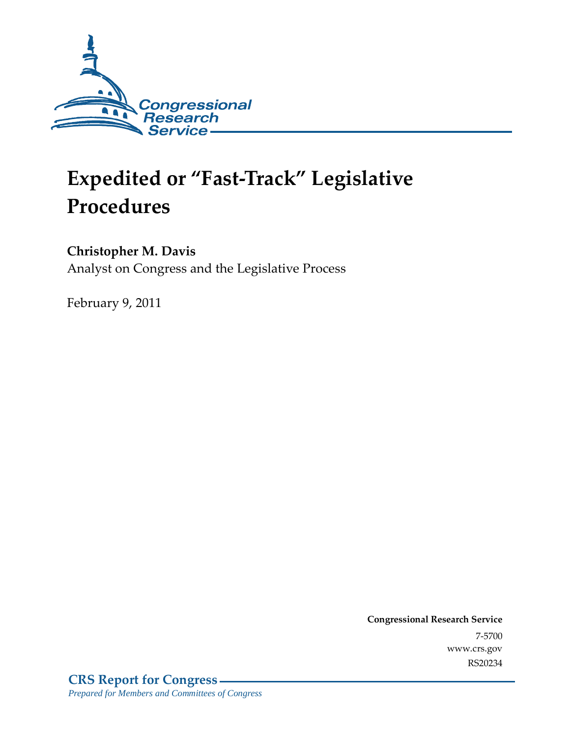Congressional Research Service

# Expedited or "Fast-Track" Legislative Procedures

**Christopher M. Davis**
Analyst on Congress and the Legislative Process

February 9, 2011

**Congressional Research Service**
7-5700
www.crs.gov
RS20234

**CRS Report for Congress**
*Prepared for Members and Committees of Congress*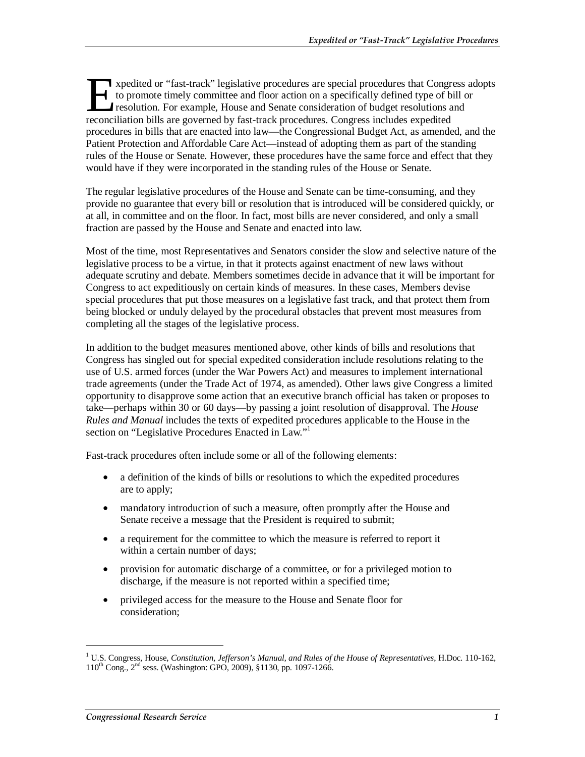Expedited or "fast-track" legislative procedures are special procedures that Congress adopts to promote timely committee and floor action on a specifically defined type of bill or resolution. For example, House and Senate consideration of budget resolutions and reconciliation bills are governed by fast-track procedures. Congress includes expedited procedures in bills that are enacted into law—the Congressional Budget Act, as amended, and the Patient Protection and Affordable Care Act—instead of adopting them as part of the standing rules of the House or Senate. However, these procedures have the same force and effect that they would have if they were incorporated in the standing rules of the House or Senate.

The regular legislative procedures of the House and Senate can be time-consuming, and they provide no guarantee that every bill or resolution that is introduced will be considered quickly, or at all, in committee and on the floor. In fact, most bills are never considered, and only a small fraction are passed by the House and Senate and enacted into law.

Most of the time, most Representatives and Senators consider the slow and selective nature of the legislative process to be a virtue, in that it protects against enactment of new laws without adequate scrutiny and debate. Members sometimes decide in advance that it will be important for Congress to act expeditiously on certain kinds of measures. In these cases, Members devise special procedures that put those measures on a legislative fast track, and that protect them from being blocked or unduly delayed by the procedural obstacles that prevent most measures from completing all the stages of the legislative process.

In addition to the budget measures mentioned above, other kinds of bills and resolutions that Congress has singled out for special expedited consideration include resolutions relating to the use of U.S. armed forces (under the War Powers Act) and measures to implement international trade agreements (under the Trade Act of 1974, as amended). Other laws give Congress a limited opportunity to disapprove some action that an executive branch official has taken or proposes to take—perhaps within 30 or 60 days—by passing a joint resolution of disapproval. The *House Rules and Manual* includes the texts of expedited procedures applicable to the House in the section on "Legislative Procedures Enacted in Law."[1]

Fast-track procedures often include some or all of the following elements:

- a definition of the kinds of bills or resolutions to which the expedited procedures are to apply;
- mandatory introduction of such a measure, often promptly after the House and Senate receive a message that the President is required to submit;
- a requirement for the committee to which the measure is referred to report it within a certain number of days;
- provision for automatic discharge of a committee, or for a privileged motion to discharge, if the measure is not reported within a specified time;
- privileged access for the measure to the House and Senate floor for consideration;

---

[1] U.S. Congress, House, *Constitution, Jefferson's Manual, and Rules of the House of Representatives*, H.Doc. 110-162, 110th Cong., 2nd sess. (Washington: GPO, 2009), §1130, pp. 1097-1266.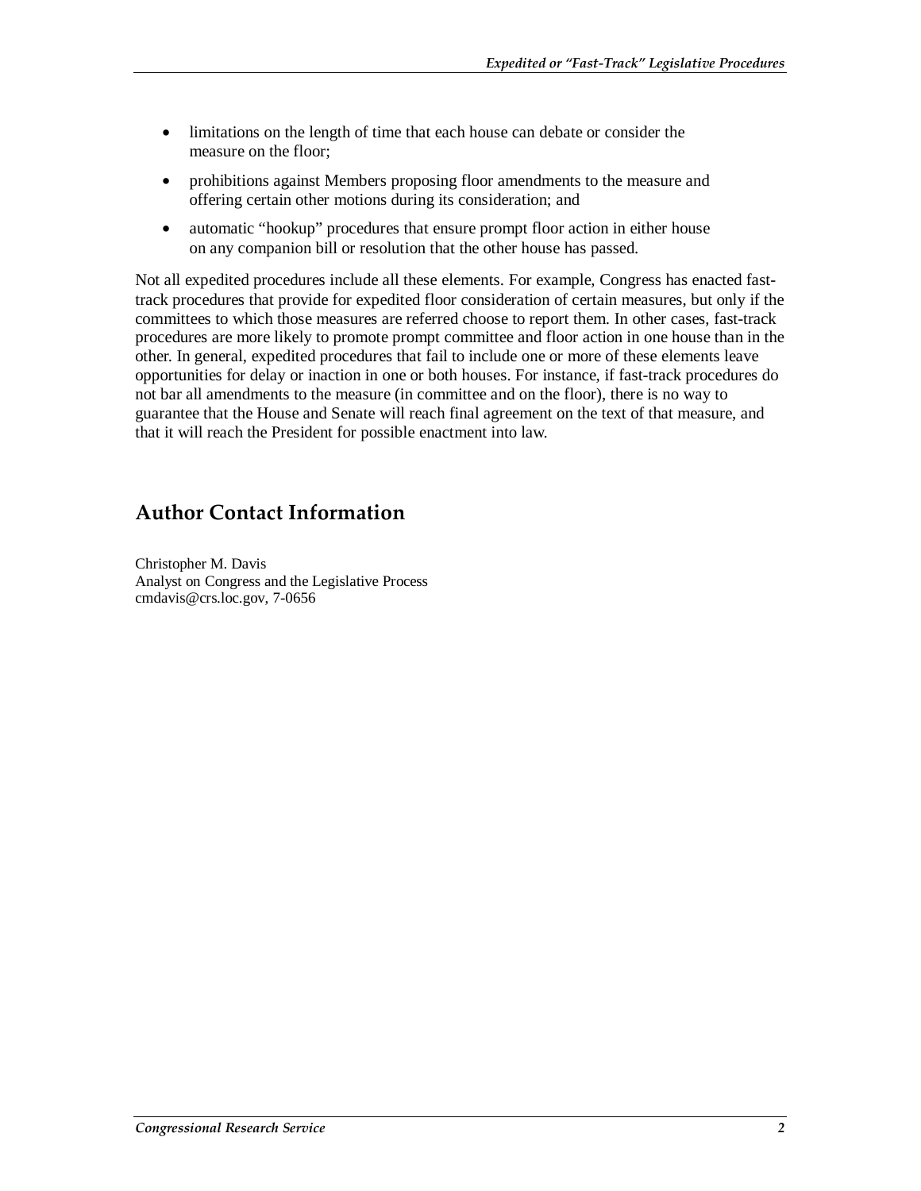- limitations on the length of time that each house can debate or consider the measure on the floor;
- prohibitions against Members proposing floor amendments to the measure and offering certain other motions during its consideration; and
- automatic "hookup" procedures that ensure prompt floor action in either house on any companion bill or resolution that the other house has passed.

Not all expedited procedures include all these elements. For example, Congress has enacted fast-track procedures that provide for expedited floor consideration of certain measures, but only if the committees to which those measures are referred choose to report them. In other cases, fast-track procedures are more likely to promote prompt committee and floor action in one house than in the other. In general, expedited procedures that fail to include one or more of these elements leave opportunities for delay or inaction in one or both houses. For instance, if fast-track procedures do not bar all amendments to the measure (in committee and on the floor), there is no way to guarantee that the House and Senate will reach final agreement on the text of that measure, and that it will reach the President for possible enactment into law.

## Author Contact Information

Christopher M. Davis
Analyst on Congress and the Legislative Process
cmdavis@crs.loc.gov, 7-0656